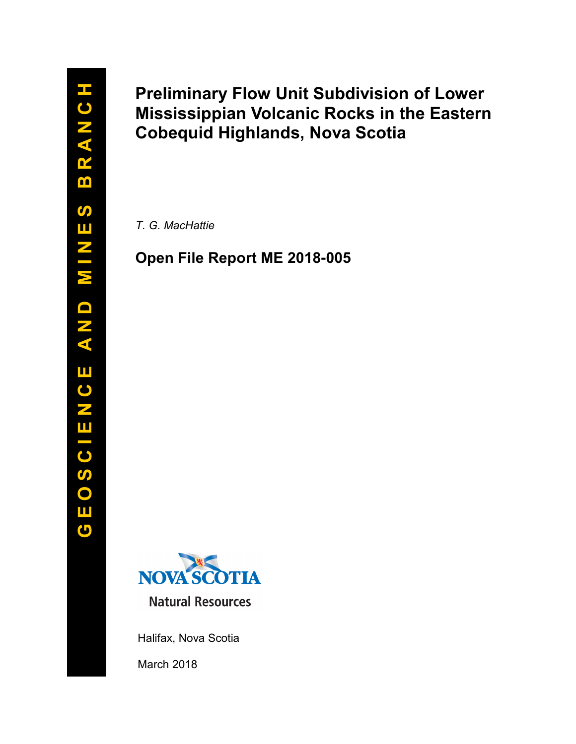GEOSCIENCE AND MINES BRANCH

# Preliminary Flow Unit Subdivision of Lower Mississippian Volcanic Rocks in the Eastern Cobequid Highlands, Nova Scotia

*T. G. MacHattie*

## Open File Report ME 2018-005

NOVA SCOTIA

Natural Resources

Halifax, Nova Scotia

March 2018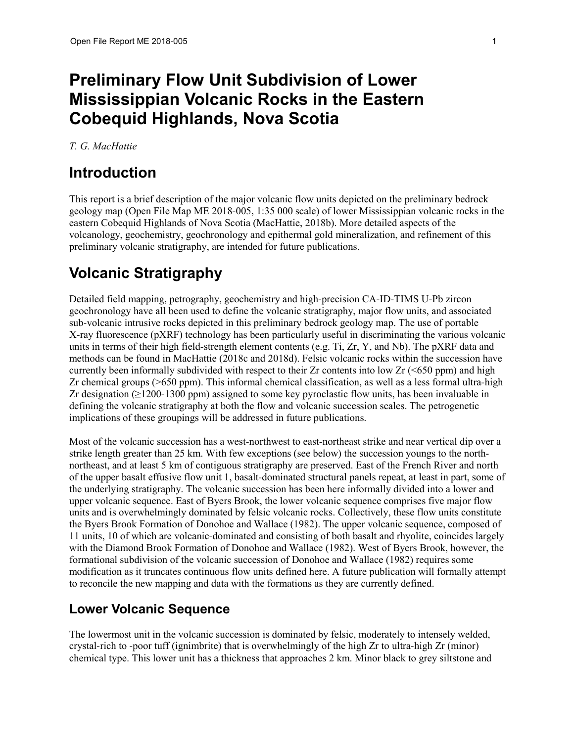# Preliminary Flow Unit Subdivision of Lower Mississippian Volcanic Rocks in the Eastern Cobequid Highlands, Nova Scotia

*T. G. MacHattie*

## Introduction

This report is a brief description of the major volcanic flow units depicted on the preliminary bedrock geology map (Open File Map ME 2018-005, 1:35 000 scale) of lower Mississippian volcanic rocks in the eastern Cobequid Highlands of Nova Scotia (MacHattie, 2018b). More detailed aspects of the volcanology, geochemistry, geochronology and epithermal gold mineralization, and refinement of this preliminary volcanic stratigraphy, are intended for future publications.

## Volcanic Stratigraphy

Detailed field mapping, petrography, geochemistry and high-precision CA-ID-TIMS U-Pb zircon geochronology have all been used to define the volcanic stratigraphy, major flow units, and associated sub-volcanic intrusive rocks depicted in this preliminary bedrock geology map. The use of portable X-ray fluorescence (pXRF) technology has been particularly useful in discriminating the various volcanic units in terms of their high field-strength element contents (e.g. Ti, Zr, Y, and Nb). The pXRF data and methods can be found in MacHattie (2018c and 2018d). Felsic volcanic rocks within the succession have currently been informally subdivided with respect to their Zr contents into low Zr (<650 ppm) and high Zr chemical groups (>650 ppm). This informal chemical classification, as well as a less formal ultra-high Zr designation (≥1200-1300 ppm) assigned to some key pyroclastic flow units, has been invaluable in defining the volcanic stratigraphy at both the flow and volcanic succession scales. The petrogenetic implications of these groupings will be addressed in future publications.

Most of the volcanic succession has a west-northwest to east-northeast strike and near vertical dip over a strike length greater than 25 km. With few exceptions (see below) the succession youngs to the north-northeast, and at least 5 km of contiguous stratigraphy are preserved. East of the French River and north of the upper basalt effusive flow unit 1, basalt-dominated structural panels repeat, at least in part, some of the underlying stratigraphy. The volcanic succession has been here informally divided into a lower and upper volcanic sequence. East of Byers Brook, the lower volcanic sequence comprises five major flow units and is overwhelmingly dominated by felsic volcanic rocks. Collectively, these flow units constitute the Byers Brook Formation of Donohoe and Wallace (1982). The upper volcanic sequence, composed of 11 units, 10 of which are volcanic-dominated and consisting of both basalt and rhyolite, coincides largely with the Diamond Brook Formation of Donohoe and Wallace (1982). West of Byers Brook, however, the formational subdivision of the volcanic succession of Donohoe and Wallace (1982) requires some modification as it truncates continuous flow units defined here. A future publication will formally attempt to reconcile the new mapping and data with the formations as they are currently defined.

### Lower Volcanic Sequence

The lowermost unit in the volcanic succession is dominated by felsic, moderately to intensely welded, crystal-rich to -poor tuff (ignimbrite) that is overwhelmingly of the high Zr to ultra-high Zr (minor) chemical type. This lower unit has a thickness that approaches 2 km. Minor black to grey siltstone and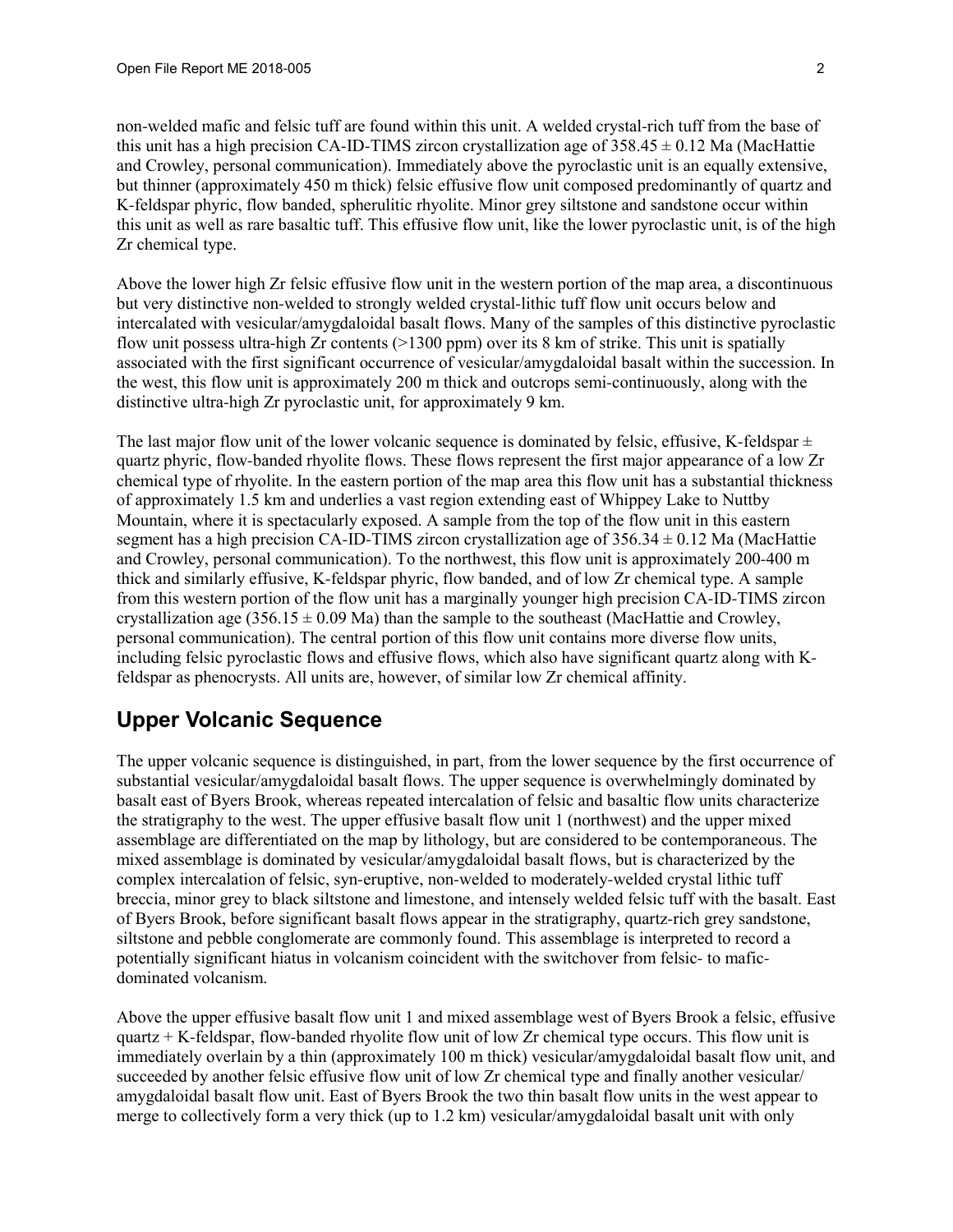non-welded mafic and felsic tuff are found within this unit. A welded crystal-rich tuff from the base of this unit has a high precision CA-ID-TIMS zircon crystallization age of 358.45 ± 0.12 Ma (MacHattie and Crowley, personal communication). Immediately above the pyroclastic unit is an equally extensive, but thinner (approximately 450 m thick) felsic effusive flow unit composed predominantly of quartz and K-feldspar phyric, flow banded, spherulitic rhyolite. Minor grey siltstone and sandstone occur within this unit as well as rare basaltic tuff. This effusive flow unit, like the lower pyroclastic unit, is of the high Zr chemical type.

Above the lower high Zr felsic effusive flow unit in the western portion of the map area, a discontinuous but very distinctive non-welded to strongly welded crystal-lithic tuff flow unit occurs below and intercalated with vesicular/amygdaloidal basalt flows. Many of the samples of this distinctive pyroclastic flow unit possess ultra-high Zr contents (>1300 ppm) over its 8 km of strike. This unit is spatially associated with the first significant occurrence of vesicular/amygdaloidal basalt within the succession. In the west, this flow unit is approximately 200 m thick and outcrops semi-continuously, along with the distinctive ultra-high Zr pyroclastic unit, for approximately 9 km.

The last major flow unit of the lower volcanic sequence is dominated by felsic, effusive, K-feldspar ± quartz phyric, flow-banded rhyolite flows. These flows represent the first major appearance of a low Zr chemical type of rhyolite. In the eastern portion of the map area this flow unit has a substantial thickness of approximately 1.5 km and underlies a vast region extending east of Whippey Lake to Nuttby Mountain, where it is spectacularly exposed. A sample from the top of the flow unit in this eastern segment has a high precision CA-ID-TIMS zircon crystallization age of 356.34 ± 0.12 Ma (MacHattie and Crowley, personal communication). To the northwest, this flow unit is approximately 200-400 m thick and similarly effusive, K-feldspar phyric, flow banded, and of low Zr chemical type. A sample from this western portion of the flow unit has a marginally younger high precision CA-ID-TIMS zircon crystallization age (356.15 ± 0.09 Ma) than the sample to the southeast (MacHattie and Crowley, personal communication). The central portion of this flow unit contains more diverse flow units, including felsic pyroclastic flows and effusive flows, which also have significant quartz along with K-feldspar as phenocrysts. All units are, however, of similar low Zr chemical affinity.

## Upper Volcanic Sequence

The upper volcanic sequence is distinguished, in part, from the lower sequence by the first occurrence of substantial vesicular/amygdaloidal basalt flows. The upper sequence is overwhelmingly dominated by basalt east of Byers Brook, whereas repeated intercalation of felsic and basaltic flow units characterize the stratigraphy to the west. The upper effusive basalt flow unit 1 (northwest) and the upper mixed assemblage are differentiated on the map by lithology, but are considered to be contemporaneous. The mixed assemblage is dominated by vesicular/amygdaloidal basalt flows, but is characterized by the complex intercalation of felsic, syn-eruptive, non-welded to moderately-welded crystal lithic tuff breccia, minor grey to black siltstone and limestone, and intensely welded felsic tuff with the basalt. East of Byers Brook, before significant basalt flows appear in the stratigraphy, quartz-rich grey sandstone, siltstone and pebble conglomerate are commonly found. This assemblage is interpreted to record a potentially significant hiatus in volcanism coincident with the switchover from felsic- to mafic-dominated volcanism.

Above the upper effusive basalt flow unit 1 and mixed assemblage west of Byers Brook a felsic, effusive quartz + K-feldspar, flow-banded rhyolite flow unit of low Zr chemical type occurs. This flow unit is immediately overlain by a thin (approximately 100 m thick) vesicular/amygdaloidal basalt flow unit, and succeeded by another felsic effusive flow unit of low Zr chemical type and finally another vesicular/amygdaloidal basalt flow unit. East of Byers Brook the two thin basalt flow units in the west appear to merge to collectively form a very thick (up to 1.2 km) vesicular/amygdaloidal basalt unit with only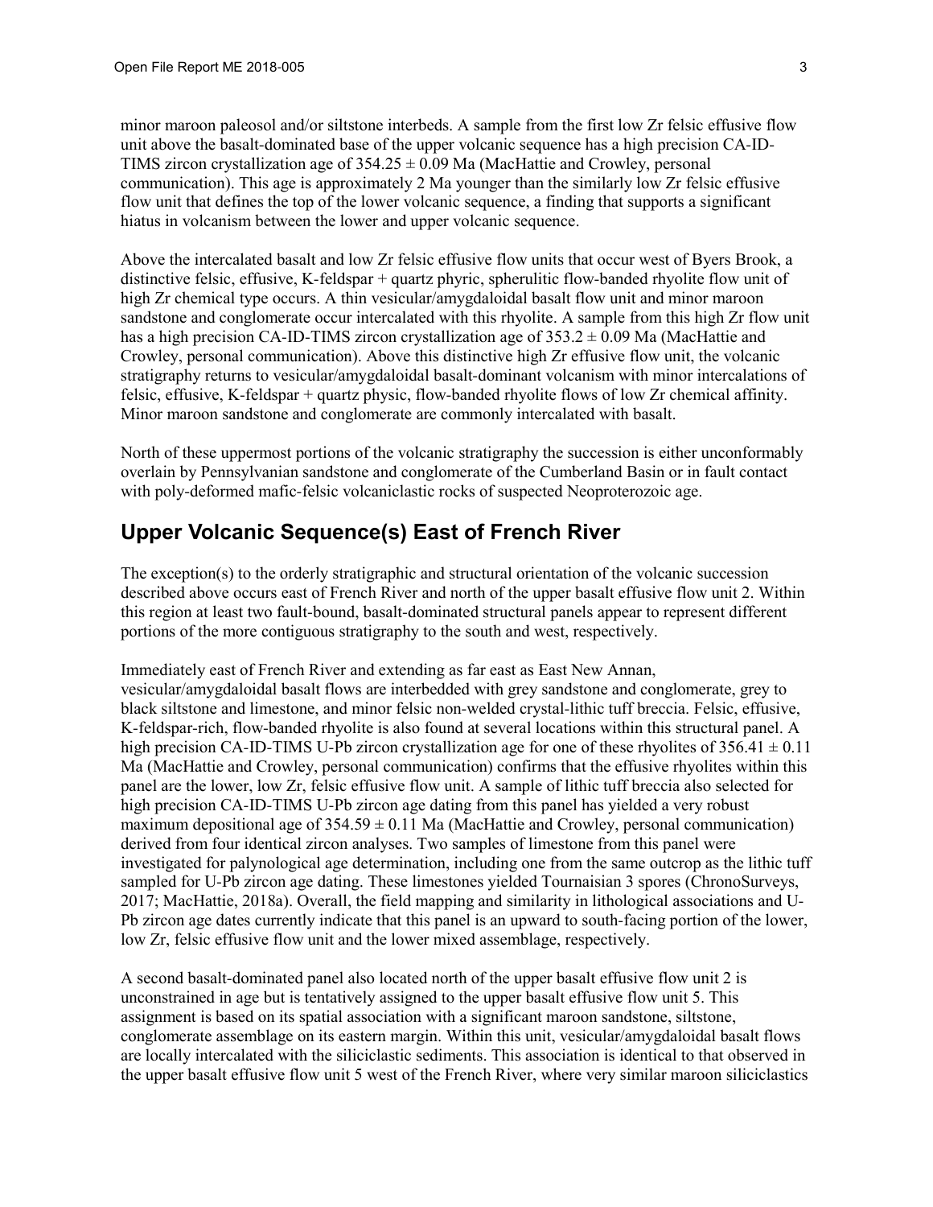minor maroon paleosol and/or siltstone interbeds. A sample from the first low Zr felsic effusive flow unit above the basalt-dominated base of the upper volcanic sequence has a high precision CA-ID-TIMS zircon crystallization age of 354.25 ± 0.09 Ma (MacHattie and Crowley, personal communication). This age is approximately 2 Ma younger than the similarly low Zr felsic effusive flow unit that defines the top of the lower volcanic sequence, a finding that supports a significant hiatus in volcanism between the lower and upper volcanic sequence.

Above the intercalated basalt and low Zr felsic effusive flow units that occur west of Byers Brook, a distinctive felsic, effusive, K-feldspar + quartz phyric, spherulitic flow-banded rhyolite flow unit of high Zr chemical type occurs. A thin vesicular/amygdaloidal basalt flow unit and minor maroon sandstone and conglomerate occur intercalated with this rhyolite. A sample from this high Zr flow unit has a high precision CA-ID-TIMS zircon crystallization age of 353.2 ± 0.09 Ma (MacHattie and Crowley, personal communication). Above this distinctive high Zr effusive flow unit, the volcanic stratigraphy returns to vesicular/amygdaloidal basalt-dominant volcanism with minor intercalations of felsic, effusive, K-feldspar + quartz physic, flow-banded rhyolite flows of low Zr chemical affinity. Minor maroon sandstone and conglomerate are commonly intercalated with basalt.

North of these uppermost portions of the volcanic stratigraphy the succession is either unconformably overlain by Pennsylvanian sandstone and conglomerate of the Cumberland Basin or in fault contact with poly-deformed mafic-felsic volcaniclastic rocks of suspected Neoproterozoic age.

## Upper Volcanic Sequence(s) East of French River

The exception(s) to the orderly stratigraphic and structural orientation of the volcanic succession described above occurs east of French River and north of the upper basalt effusive flow unit 2. Within this region at least two fault-bound, basalt-dominated structural panels appear to represent different portions of the more contiguous stratigraphy to the south and west, respectively.

Immediately east of French River and extending as far east as East New Annan, vesicular/amygdaloidal basalt flows are interbedded with grey sandstone and conglomerate, grey to black siltstone and limestone, and minor felsic non-welded crystal-lithic tuff breccia. Felsic, effusive, K-feldspar-rich, flow-banded rhyolite is also found at several locations within this structural panel. A high precision CA-ID-TIMS U-Pb zircon crystallization age for one of these rhyolites of 356.41 ± 0.11 Ma (MacHattie and Crowley, personal communication) confirms that the effusive rhyolites within this panel are the lower, low Zr, felsic effusive flow unit. A sample of lithic tuff breccia also selected for high precision CA-ID-TIMS U-Pb zircon age dating from this panel has yielded a very robust maximum depositional age of 354.59 ± 0.11 Ma (MacHattie and Crowley, personal communication) derived from four identical zircon analyses. Two samples of limestone from this panel were investigated for palynological age determination, including one from the same outcrop as the lithic tuff sampled for U-Pb zircon age dating. These limestones yielded Tournaisian 3 spores (ChronoSurveys, 2017; MacHattie, 2018a). Overall, the field mapping and similarity in lithological associations and U-Pb zircon age dates currently indicate that this panel is an upward to south-facing portion of the lower, low Zr, felsic effusive flow unit and the lower mixed assemblage, respectively.

A second basalt-dominated panel also located north of the upper basalt effusive flow unit 2 is unconstrained in age but is tentatively assigned to the upper basalt effusive flow unit 5. This assignment is based on its spatial association with a significant maroon sandstone, siltstone, conglomerate assemblage on its eastern margin. Within this unit, vesicular/amygdaloidal basalt flows are locally intercalated with the siliciclastic sediments. This association is identical to that observed in the upper basalt effusive flow unit 5 west of the French River, where very similar maroon siliciclastics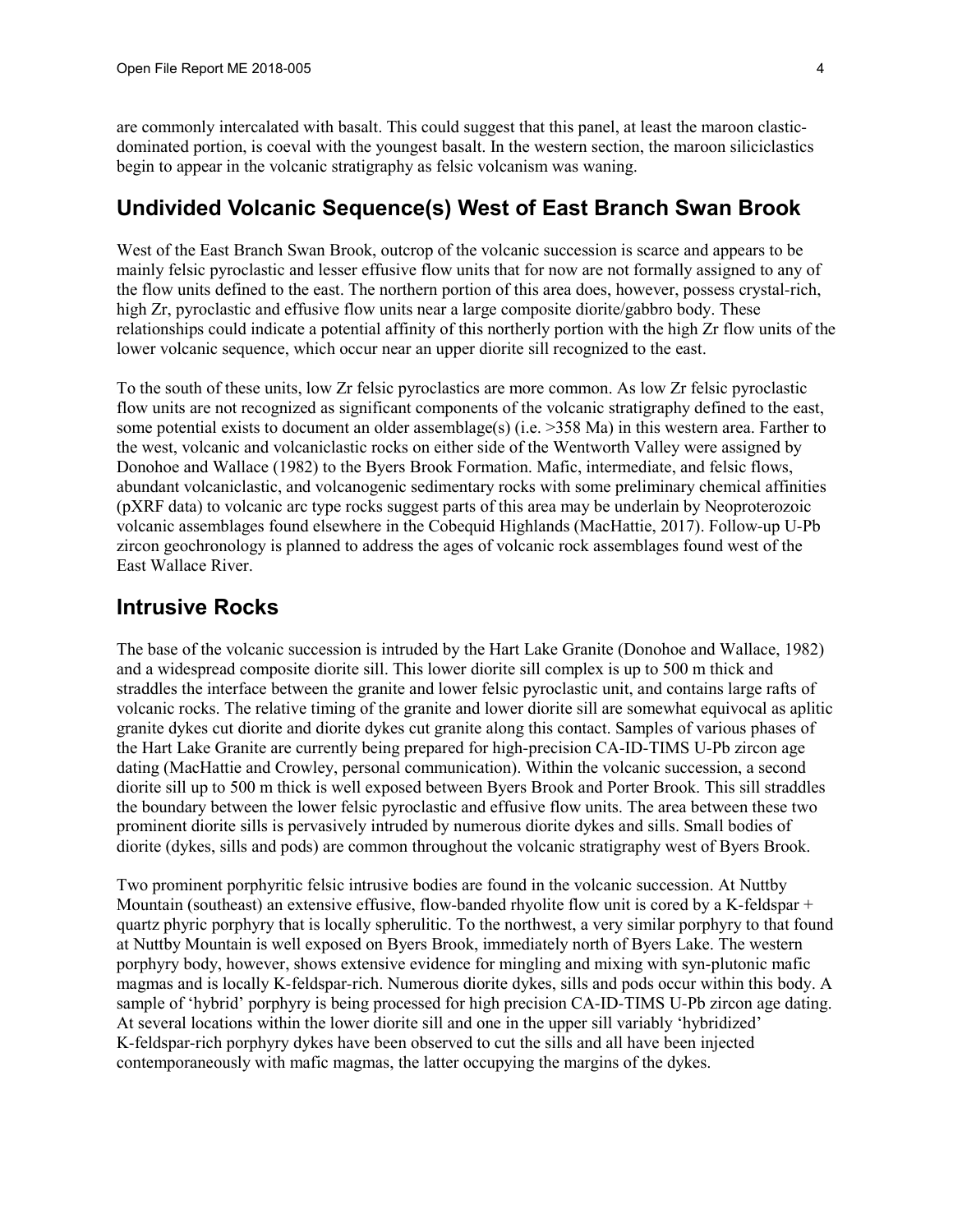are commonly intercalated with basalt. This could suggest that this panel, at least the maroon clastic-dominated portion, is coeval with the youngest basalt. In the western section, the maroon siliciclastics begin to appear in the volcanic stratigraphy as felsic volcanism was waning.

## Undivided Volcanic Sequence(s) West of East Branch Swan Brook

West of the East Branch Swan Brook, outcrop of the volcanic succession is scarce and appears to be mainly felsic pyroclastic and lesser effusive flow units that for now are not formally assigned to any of the flow units defined to the east. The northern portion of this area does, however, possess crystal-rich, high Zr, pyroclastic and effusive flow units near a large composite diorite/gabbro body. These relationships could indicate a potential affinity of this northerly portion with the high Zr flow units of the lower volcanic sequence, which occur near an upper diorite sill recognized to the east.

To the south of these units, low Zr felsic pyroclastics are more common. As low Zr felsic pyroclastic flow units are not recognized as significant components of the volcanic stratigraphy defined to the east, some potential exists to document an older assemblage(s) (i.e. >358 Ma) in this western area. Farther to the west, volcanic and volcaniclastic rocks on either side of the Wentworth Valley were assigned by Donohoe and Wallace (1982) to the Byers Brook Formation. Mafic, intermediate, and felsic flows, abundant volcaniclastic, and volcanogenic sedimentary rocks with some preliminary chemical affinities (pXRF data) to volcanic arc type rocks suggest parts of this area may be underlain by Neoproterozoic volcanic assemblages found elsewhere in the Cobequid Highlands (MacHattie, 2017). Follow-up U-Pb zircon geochronology is planned to address the ages of volcanic rock assemblages found west of the East Wallace River.

## Intrusive Rocks

The base of the volcanic succession is intruded by the Hart Lake Granite (Donohoe and Wallace, 1982) and a widespread composite diorite sill. This lower diorite sill complex is up to 500 m thick and straddles the interface between the granite and lower felsic pyroclastic unit, and contains large rafts of volcanic rocks. The relative timing of the granite and lower diorite sill are somewhat equivocal as aplitic granite dykes cut diorite and diorite dykes cut granite along this contact. Samples of various phases of the Hart Lake Granite are currently being prepared for high-precision CA-ID-TIMS U-Pb zircon age dating (MacHattie and Crowley, personal communication). Within the volcanic succession, a second diorite sill up to 500 m thick is well exposed between Byers Brook and Porter Brook. This sill straddles the boundary between the lower felsic pyroclastic and effusive flow units. The area between these two prominent diorite sills is pervasively intruded by numerous diorite dykes and sills. Small bodies of diorite (dykes, sills and pods) are common throughout the volcanic stratigraphy west of Byers Brook.

Two prominent porphyritic felsic intrusive bodies are found in the volcanic succession. At Nuttby Mountain (southeast) an extensive effusive, flow-banded rhyolite flow unit is cored by a K-feldspar + quartz phyric porphyry that is locally spherulitic. To the northwest, a very similar porphyry to that found at Nuttby Mountain is well exposed on Byers Brook, immediately north of Byers Lake. The western porphyry body, however, shows extensive evidence for mingling and mixing with syn-plutonic mafic magmas and is locally K-feldspar-rich. Numerous diorite dykes, sills and pods occur within this body. A sample of 'hybrid' porphyry is being processed for high precision CA-ID-TIMS U-Pb zircon age dating. At several locations within the lower diorite sill and one in the upper sill variably 'hybridized' K-feldspar-rich porphyry dykes have been observed to cut the sills and all have been injected contemporaneously with mafic magmas, the latter occupying the margins of the dykes.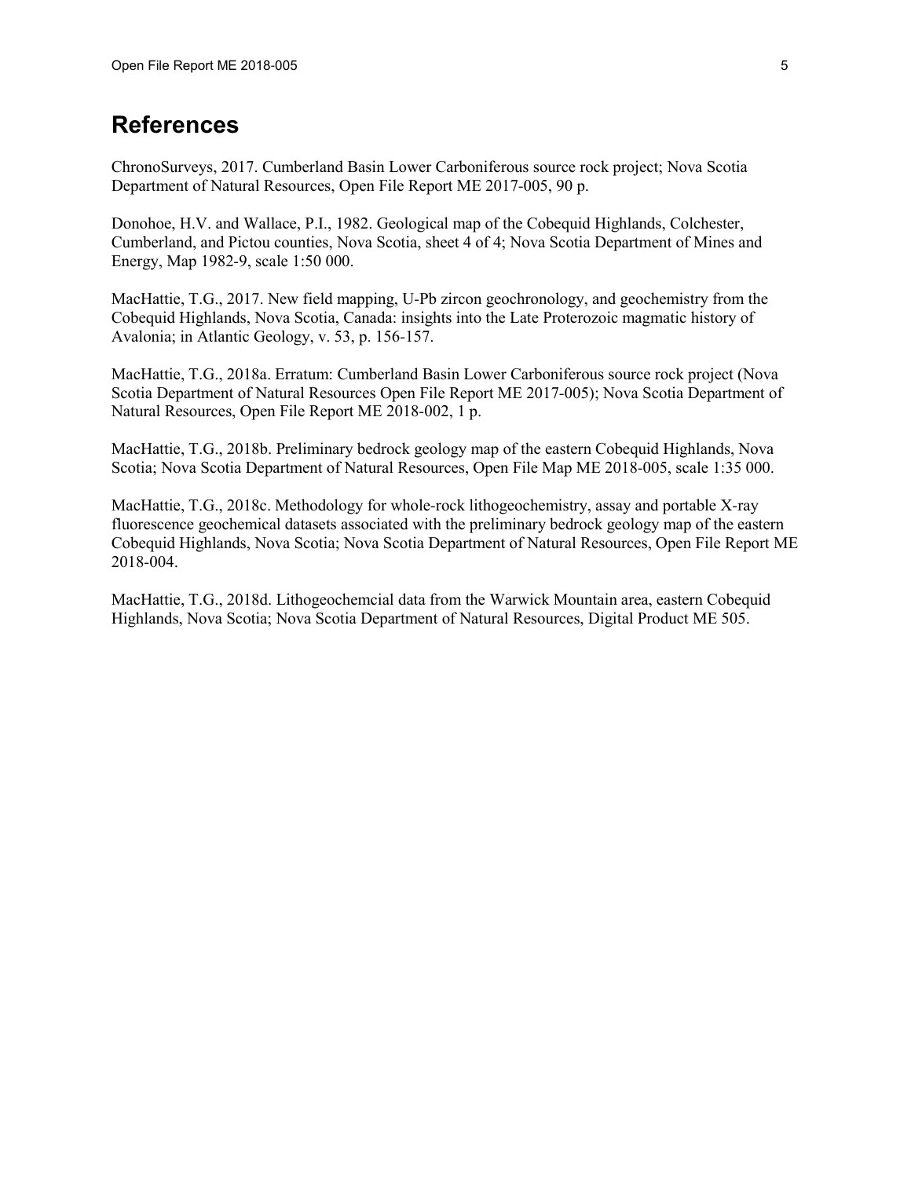## References

ChronoSurveys, 2017. Cumberland Basin Lower Carboniferous source rock project; Nova Scotia Department of Natural Resources, Open File Report ME 2017-005, 90 p.

Donohoe, H.V. and Wallace, P.I., 1982. Geological map of the Cobequid Highlands, Colchester, Cumberland, and Pictou counties, Nova Scotia, sheet 4 of 4; Nova Scotia Department of Mines and Energy, Map 1982-9, scale 1:50 000.

MacHattie, T.G., 2017. New field mapping, U-Pb zircon geochronology, and geochemistry from the Cobequid Highlands, Nova Scotia, Canada: insights into the Late Proterozoic magmatic history of Avalonia; in Atlantic Geology, v. 53, p. 156-157.

MacHattie, T.G., 2018a. Erratum: Cumberland Basin Lower Carboniferous source rock project (Nova Scotia Department of Natural Resources Open File Report ME 2017-005); Nova Scotia Department of Natural Resources, Open File Report ME 2018-002, 1 p.

MacHattie, T.G., 2018b. Preliminary bedrock geology map of the eastern Cobequid Highlands, Nova Scotia; Nova Scotia Department of Natural Resources, Open File Map ME 2018-005, scale 1:35 000.

MacHattie, T.G., 2018c. Methodology for whole-rock lithogeochemistry, assay and portable X-ray fluorescence geochemical datasets associated with the preliminary bedrock geology map of the eastern Cobequid Highlands, Nova Scotia; Nova Scotia Department of Natural Resources, Open File Report ME 2018-004.

MacHattie, T.G., 2018d. Lithogeochemcial data from the Warwick Mountain area, eastern Cobequid Highlands, Nova Scotia; Nova Scotia Department of Natural Resources, Digital Product ME 505.